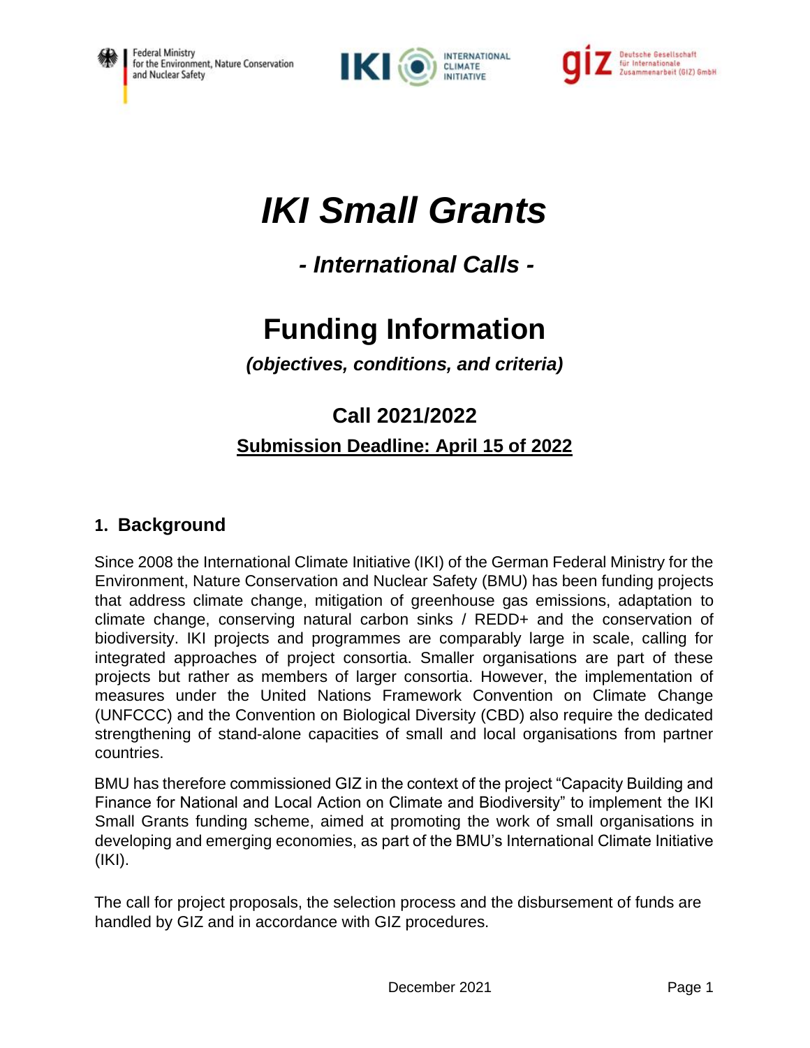# *IKI Small Grants*

## *- International Calls -*

# Funding Information

***(objectives, conditions, and criteria)***

## Call 2021/2022

**<u>Submission Deadline: April 15 of 2022</u>**

## 1. Background

Since 2008 the International Climate Initiative (IKI) of the German Federal Ministry for the Environment, Nature Conservation and Nuclear Safety (BMU) has been funding projects that address climate change, mitigation of greenhouse gas emissions, adaptation to climate change, conserving natural carbon sinks / REDD+ and the conservation of biodiversity. IKI projects and programmes are comparably large in scale, calling for integrated approaches of project consortia. Smaller organisations are part of these projects but rather as members of larger consortia. However, the implementation of measures under the United Nations Framework Convention on Climate Change (UNFCCC) and the Convention on Biological Diversity (CBD) also require the dedicated strengthening of stand-alone capacities of small and local organisations from partner countries.

BMU has therefore commissioned GIZ in the context of the project "Capacity Building and Finance for National and Local Action on Climate and Biodiversity" to implement the IKI Small Grants funding scheme, aimed at promoting the work of small organisations in developing and emerging economies, as part of the BMU's International Climate Initiative (IKI).

The call for project proposals, the selection process and the disbursement of funds are handled by GIZ and in accordance with GIZ procedures.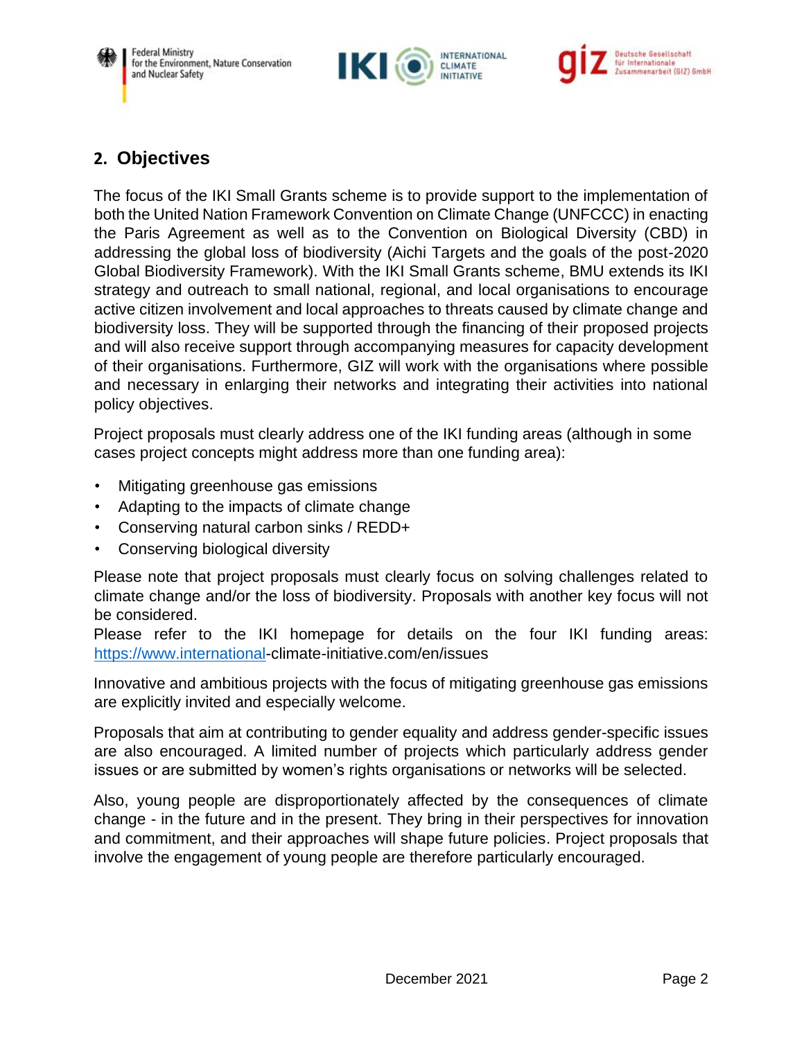## 2. Objectives

The focus of the IKI Small Grants scheme is to provide support to the implementation of both the United Nation Framework Convention on Climate Change (UNFCCC) in enacting the Paris Agreement as well as to the Convention on Biological Diversity (CBD) in addressing the global loss of biodiversity (Aichi Targets and the goals of the post-2020 Global Biodiversity Framework). With the IKI Small Grants scheme, BMU extends its IKI strategy and outreach to small national, regional, and local organisations to encourage active citizen involvement and local approaches to threats caused by climate change and biodiversity loss. They will be supported through the financing of their proposed projects and will also receive support through accompanying measures for capacity development of their organisations. Furthermore, GIZ will work with the organisations where possible and necessary in enlarging their networks and integrating their activities into national policy objectives.

Project proposals must clearly address one of the IKI funding areas (although in some cases project concepts might address more than one funding area):

- Mitigating greenhouse gas emissions
- Adapting to the impacts of climate change
- Conserving natural carbon sinks / REDD+
- Conserving biological diversity

Please note that project proposals must clearly focus on solving challenges related to climate change and/or the loss of biodiversity. Proposals with another key focus will not be considered.
Please refer to the IKI homepage for details on the four IKI funding areas: https://www.international-climate-initiative.com/en/issues

Innovative and ambitious projects with the focus of mitigating greenhouse gas emissions are explicitly invited and especially welcome.

Proposals that aim at contributing to gender equality and address gender-specific issues are also encouraged. A limited number of projects which particularly address gender issues or are submitted by women's rights organisations or networks will be selected.

Also, young people are disproportionately affected by the consequences of climate change - in the future and in the present. They bring in their perspectives for innovation and commitment, and their approaches will shape future policies. Project proposals that involve the engagement of young people are therefore particularly encouraged.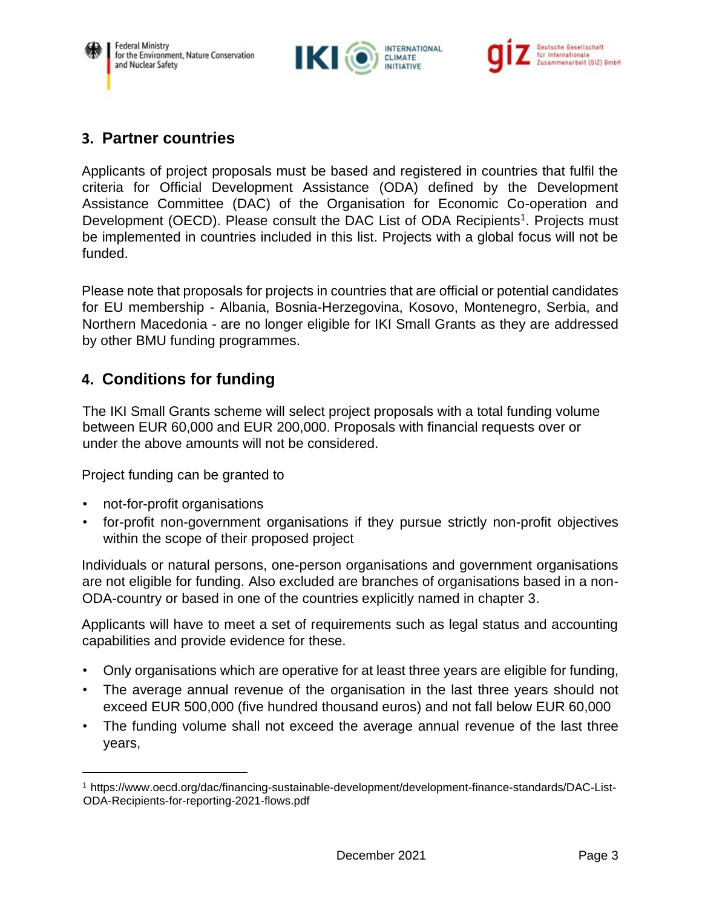## 3. Partner countries

Applicants of project proposals must be based and registered in countries that fulfil the criteria for Official Development Assistance (ODA) defined by the Development Assistance Committee (DAC) of the Organisation for Economic Co-operation and Development (OECD). Please consult the DAC List of ODA Recipients[1]. Projects must be implemented in countries included in this list. Projects with a global focus will not be funded.

Please note that proposals for projects in countries that are official or potential candidates for EU membership - Albania, Bosnia-Herzegovina, Kosovo, Montenegro, Serbia, and Northern Macedonia - are no longer eligible for IKI Small Grants as they are addressed by other BMU funding programmes.

## 4. Conditions for funding

The IKI Small Grants scheme will select project proposals with a total funding volume between EUR 60,000 and EUR 200,000. Proposals with financial requests over or under the above amounts will not be considered.

Project funding can be granted to

- not-for-profit organisations
- for-profit non-government organisations if they pursue strictly non-profit objectives within the scope of their proposed project

Individuals or natural persons, one-person organisations and government organisations are not eligible for funding. Also excluded are branches of organisations based in a non-ODA-country or based in one of the countries explicitly named in chapter 3.

Applicants will have to meet a set of requirements such as legal status and accounting capabilities and provide evidence for these.

- Only organisations which are operative for at least three years are eligible for funding,
- The average annual revenue of the organisation in the last three years should not exceed EUR 500,000 (five hundred thousand euros) and not fall below EUR 60,000
- The funding volume shall not exceed the average annual revenue of the last three years,

[1] https://www.oecd.org/dac/financing-sustainable-development/development-finance-standards/DAC-List-ODA-Recipients-for-reporting-2021-flows.pdf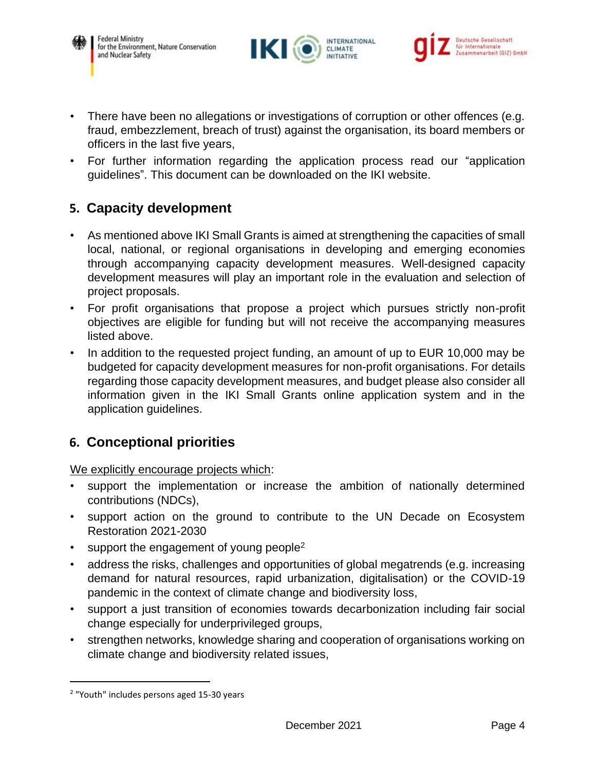- There have been no allegations or investigations of corruption or other offences (e.g. fraud, embezzlement, breach of trust) against the organisation, its board members or officers in the last five years,
- For further information regarding the application process read our "application guidelines". This document can be downloaded on the IKI website.

## 5. Capacity development

- As mentioned above IKI Small Grants is aimed at strengthening the capacities of small local, national, or regional organisations in developing and emerging economies through accompanying capacity development measures. Well-designed capacity development measures will play an important role in the evaluation and selection of project proposals.
- For profit organisations that propose a project which pursues strictly non-profit objectives are eligible for funding but will not receive the accompanying measures listed above.
- In addition to the requested project funding, an amount of up to EUR 10,000 may be budgeted for capacity development measures for non-profit organisations. For details regarding those capacity development measures, and budget please also consider all information given in the IKI Small Grants online application system and in the application guidelines.

## 6. Conceptional priorities

<u>We explicitly encourage projects which</u>:

- support the implementation or increase the ambition of nationally determined contributions (NDCs),
- support action on the ground to contribute to the UN Decade on Ecosystem Restoration 2021-2030
- support the engagement of young people[2]
- address the risks, challenges and opportunities of global megatrends (e.g. increasing demand for natural resources, rapid urbanization, digitalisation) or the COVID-19 pandemic in the context of climate change and biodiversity loss,
- support a just transition of economies towards decarbonization including fair social change especially for underprivileged groups,
- strengthen networks, knowledge sharing and cooperation of organisations working on climate change and biodiversity related issues,

[2] "Youth" includes persons aged 15-30 years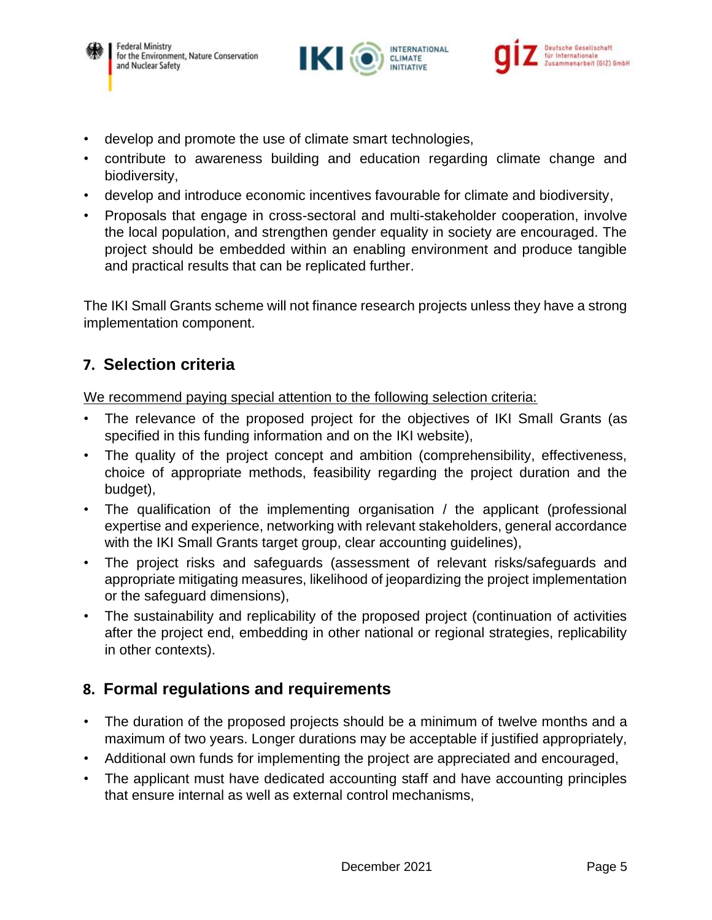- develop and promote the use of climate smart technologies,
- contribute to awareness building and education regarding climate change and biodiversity,
- develop and introduce economic incentives favourable for climate and biodiversity,
- Proposals that engage in cross-sectoral and multi-stakeholder cooperation, involve the local population, and strengthen gender equality in society are encouraged. The project should be embedded within an enabling environment and produce tangible and practical results that can be replicated further.

The IKI Small Grants scheme will not finance research projects unless they have a strong implementation component.

## 7. Selection criteria

<u>We recommend paying special attention to the following selection criteria:</u>

- The relevance of the proposed project for the objectives of IKI Small Grants (as specified in this funding information and on the IKI website),
- The quality of the project concept and ambition (comprehensibility, effectiveness, choice of appropriate methods, feasibility regarding the project duration and the budget),
- The qualification of the implementing organisation / the applicant (professional expertise and experience, networking with relevant stakeholders, general accordance with the IKI Small Grants target group, clear accounting guidelines),
- The project risks and safeguards (assessment of relevant risks/safeguards and appropriate mitigating measures, likelihood of jeopardizing the project implementation or the safeguard dimensions),
- The sustainability and replicability of the proposed project (continuation of activities after the project end, embedding in other national or regional strategies, replicability in other contexts).

## 8. Formal regulations and requirements

- The duration of the proposed projects should be a minimum of twelve months and a maximum of two years. Longer durations may be acceptable if justified appropriately,
- Additional own funds for implementing the project are appreciated and encouraged,
- The applicant must have dedicated accounting staff and have accounting principles that ensure internal as well as external control mechanisms,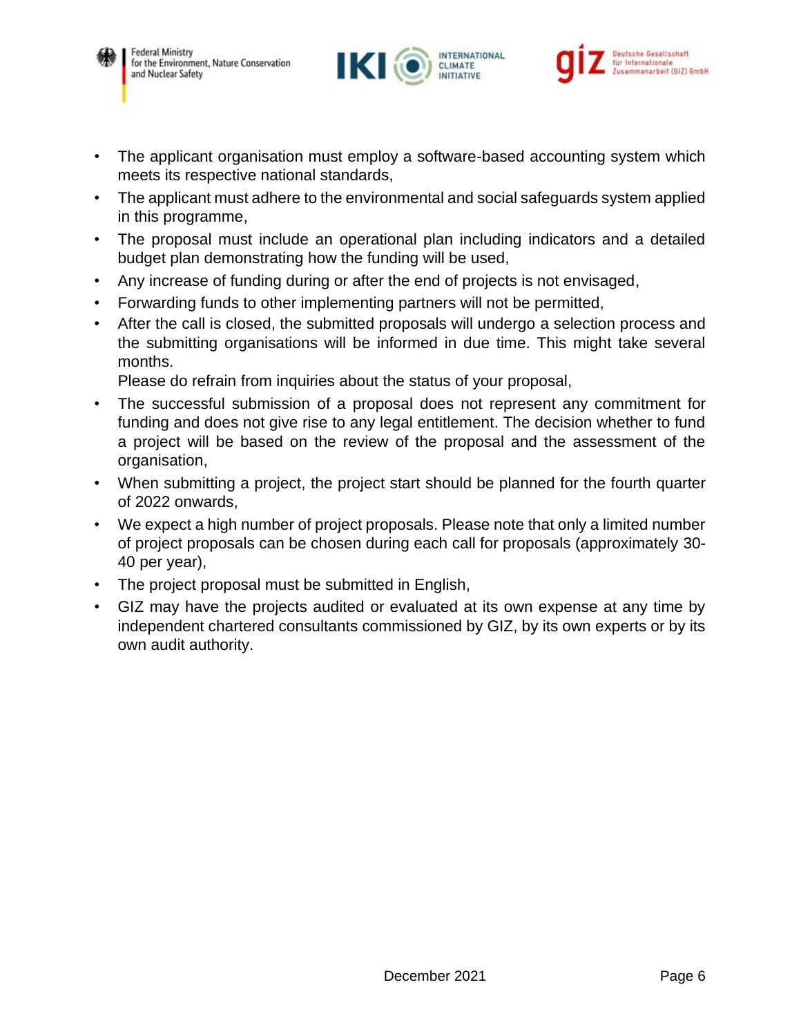- The applicant organisation must employ a software-based accounting system which meets its respective national standards,
- The applicant must adhere to the environmental and social safeguards system applied in this programme,
- The proposal must include an operational plan including indicators and a detailed budget plan demonstrating how the funding will be used,
- Any increase of funding during or after the end of projects is not envisaged,
- Forwarding funds to other implementing partners will not be permitted,
- After the call is closed, the submitted proposals will undergo a selection process and the submitting organisations will be informed in due time. This might take several months.
  Please do refrain from inquiries about the status of your proposal,
- The successful submission of a proposal does not represent any commitment for funding and does not give rise to any legal entitlement. The decision whether to fund a project will be based on the review of the proposal and the assessment of the organisation,
- When submitting a project, the project start should be planned for the fourth quarter of 2022 onwards,
- We expect a high number of project proposals. Please note that only a limited number of project proposals can be chosen during each call for proposals (approximately 30-40 per year),
- The project proposal must be submitted in English,
- GIZ may have the projects audited or evaluated at its own expense at any time by independent chartered consultants commissioned by GIZ, by its own experts or by its own audit authority.